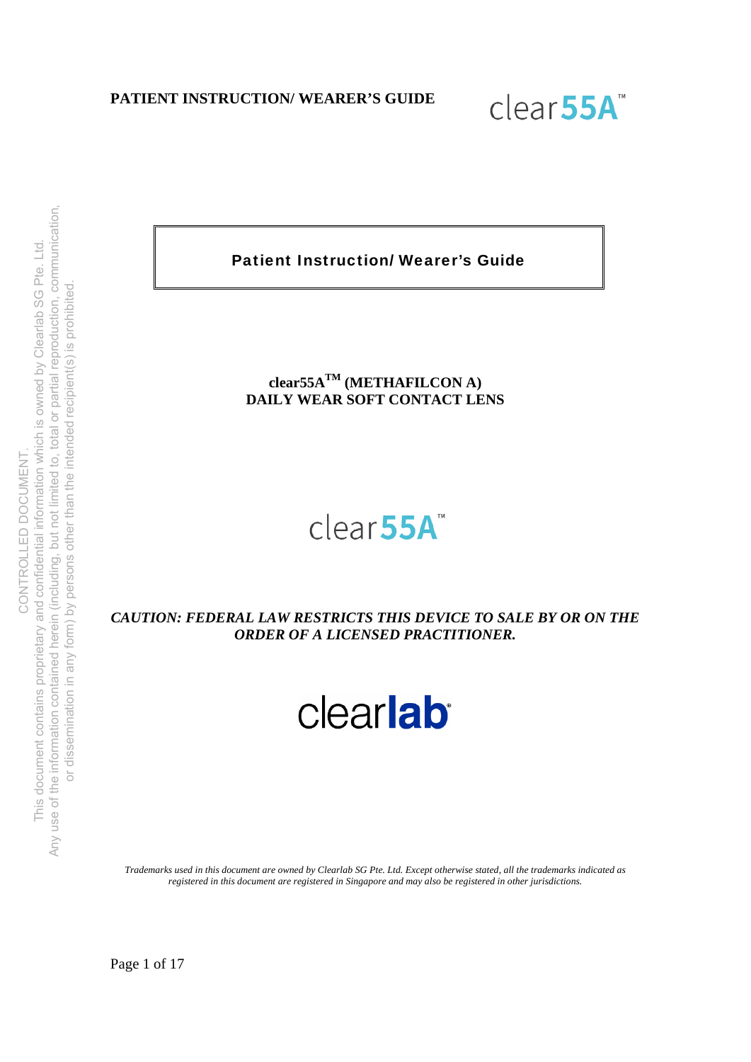**PATIENT INSTRUCTION/ WEARER'S GUIDE**

clear55A™

CONTROLLED DOCUMENT.
This document contains proprietary and confidential information which is owned by Clearlab SG Pte. Ltd.
Any use of the information contained herein (including, but not limited to, total or partial reproduction, communication, or dissemination in any form) by persons other than the intended recipient(s) is prohibited.

# Patient Instruction/ Wearer's Guide

**clear55A™ (METHAFILCON A)**
**DAILY WEAR SOFT CONTACT LENS**

clear55A™

***CAUTION: FEDERAL LAW RESTRICTS THIS DEVICE TO SALE BY OR ON THE ORDER OF A LICENSED PRACTITIONER.***

clearlab®

*Trademarks used in this document are owned by Clearlab SG Pte. Ltd. Except otherwise stated, all the trademarks indicated as registered in this document are registered in Singapore and may also be registered in other jurisdictions.*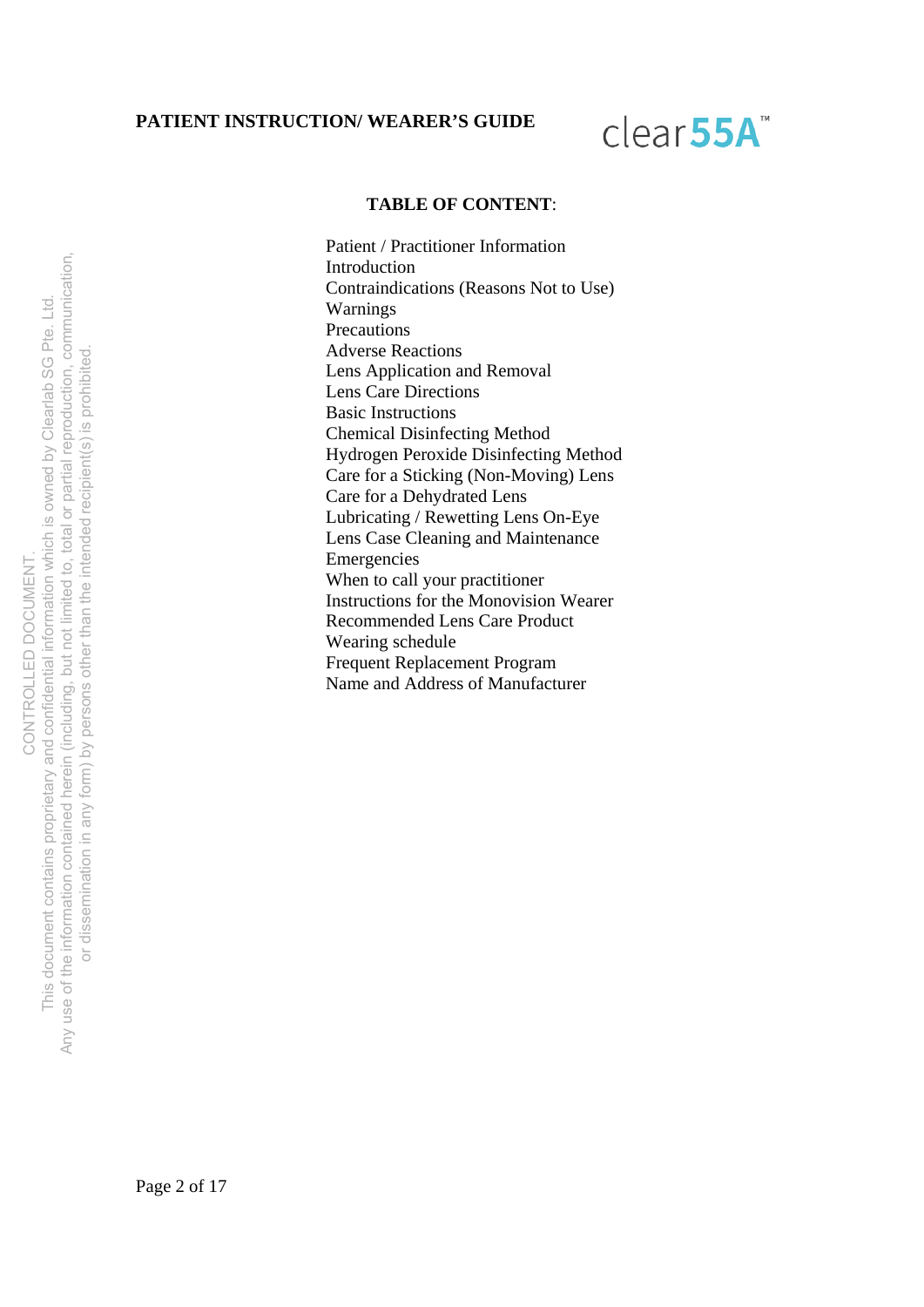# TABLE OF CONTENT:

Patient / Practitioner Information
Introduction
Contraindications (Reasons Not to Use)
Warnings
Precautions
Adverse Reactions
Lens Application and Removal
Lens Care Directions
Basic Instructions
Chemical Disinfecting Method
Hydrogen Peroxide Disinfecting Method
Care for a Sticking (Non-Moving) Lens
Care for a Dehydrated Lens
Lubricating / Rewetting Lens On-Eye
Lens Case Cleaning and Maintenance
Emergencies
When to call your practitioner
Instructions for the Monovision Wearer
Recommended Lens Care Product
Wearing schedule
Frequent Replacement Program
Name and Address of Manufacturer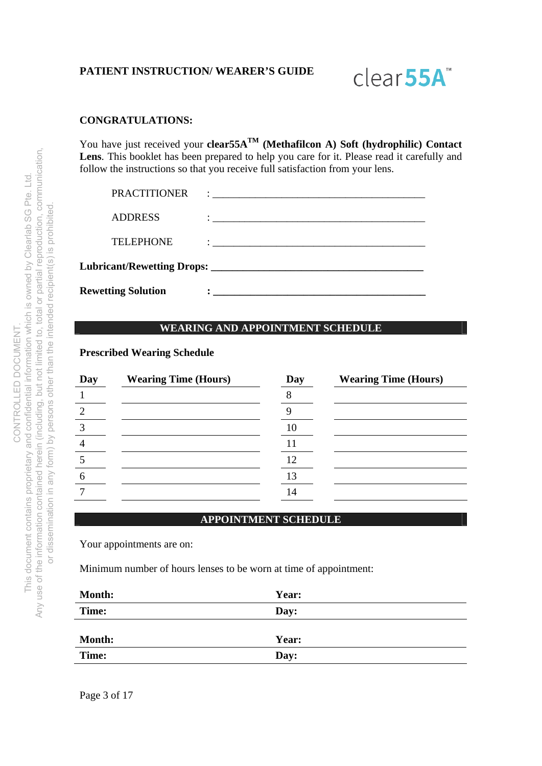**PATIENT INSTRUCTION/ WEARER'S GUIDE**

clear55A™

**CONGRATULATIONS:**

You have just received your **clear55A™ (Methafilcon A) Soft (hydrophilic) Contact Lens**. This booklet has been prepared to help you care for it. Please read it carefully and follow the instructions so that you receive full satisfaction from your lens.

PRACTITIONER : ___________________________________________

ADDRESS : ___________________________________________

TELEPHONE : ___________________________________________

**Lubricant/Rewetting Drops: ___________________________________________**

**Rewetting Solution : ___________________________________________**

## WEARING AND APPOINTMENT SCHEDULE

**Prescribed Wearing Schedule**

| Day | Wearing Time (Hours) | Day | Wearing Time (Hours) |
|---|---|---|---|
| 1 | | 8 | |
| 2 | | 9 | |
| 3 | | 10 | |
| 4 | | 11 | |
| 5 | | 12 | |
| 6 | | 13 | |
| 7 | | 14 | |

## APPOINTMENT SCHEDULE

Your appointments are on:

Minimum number of hours lenses to be worn at time of appointment:

| | |
|---|---|
| **Month:** | **Year:** |
| **Time:** | **Day:** |

| | |
|---|---|
| **Month:** | **Year:** |
| **Time:** | **Day:** |

CONTROLLED DOCUMENT.
This document contains proprietary and confidential information which is owned by Clearlab SG Pte. Ltd.
Any use of the information contained herein (including, but not limited to, total or partial reproduction, communication, or dissemination in any form) by persons other than the intended recipient(s) is prohibited.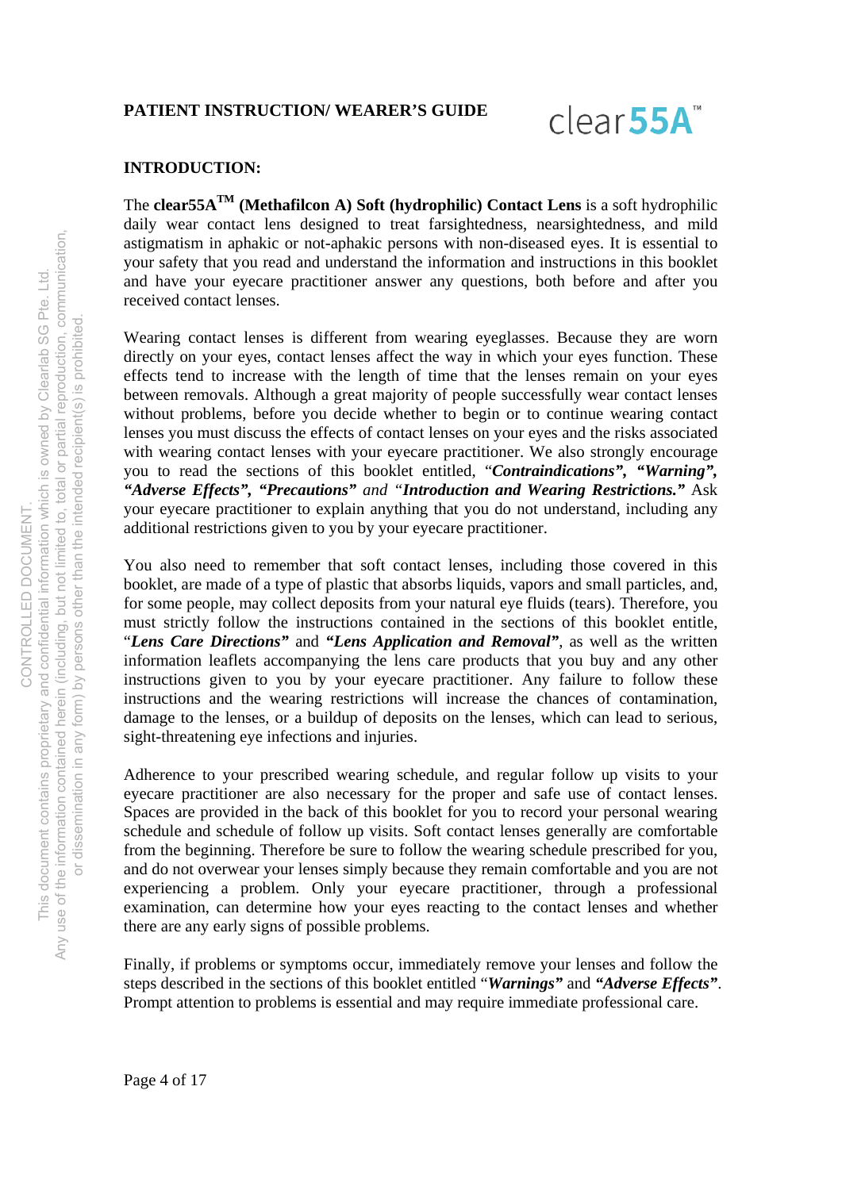**PATIENT INSTRUCTION/ WEARER'S GUIDE**

clear55A™

**INTRODUCTION:**

The **clear55A™ (Methafilcon A) Soft (hydrophilic) Contact Lens** is a soft hydrophilic daily wear contact lens designed to treat farsightedness, nearsightedness, and mild astigmatism in aphakic or not-aphakic persons with non-diseased eyes. It is essential to your safety that you read and understand the information and instructions in this booklet and have your eyecare practitioner answer any questions, both before and after you received contact lenses.

Wearing contact lenses is different from wearing eyeglasses. Because they are worn directly on your eyes, contact lenses affect the way in which your eyes function. These effects tend to increase with the length of time that the lenses remain on your eyes between removals. Although a great majority of people successfully wear contact lenses without problems, before you decide whether to begin or to continue wearing contact lenses you must discuss the effects of contact lenses on your eyes and the risks associated with wearing contact lenses with your eyecare practitioner. We also strongly encourage you to read the sections of this booklet entitled, "***Contraindications", "Warning", "Adverse Effects", "Precautions"*** *and "**Introduction and Wearing Restrictions."*** Ask your eyecare practitioner to explain anything that you do not understand, including any additional restrictions given to you by your eyecare practitioner.

You also need to remember that soft contact lenses, including those covered in this booklet, are made of a type of plastic that absorbs liquids, vapors and small particles, and, for some people, may collect deposits from your natural eye fluids (tears). Therefore, you must strictly follow the instructions contained in the sections of this booklet entitle, "***Lens Care Directions"*** and ***"Lens Application and Removal"***, as well as the written information leaflets accompanying the lens care products that you buy and any other instructions given to you by your eyecare practitioner. Any failure to follow these instructions and the wearing restrictions will increase the chances of contamination, damage to the lenses, or a buildup of deposits on the lenses, which can lead to serious, sight-threatening eye infections and injuries.

Adherence to your prescribed wearing schedule, and regular follow up visits to your eyecare practitioner are also necessary for the proper and safe use of contact lenses. Spaces are provided in the back of this booklet for you to record your personal wearing schedule and schedule of follow up visits. Soft contact lenses generally are comfortable from the beginning. Therefore be sure to follow the wearing schedule prescribed for you, and do not overwear your lenses simply because they remain comfortable and you are not experiencing a problem. Only your eyecare practitioner, through a professional examination, can determine how your eyes reacting to the contact lenses and whether there are any early signs of possible problems.

Finally, if problems or symptoms occur, immediately remove your lenses and follow the steps described in the sections of this booklet entitled "***Warnings"*** and ***"Adverse Effects"***. Prompt attention to problems is essential and may require immediate professional care.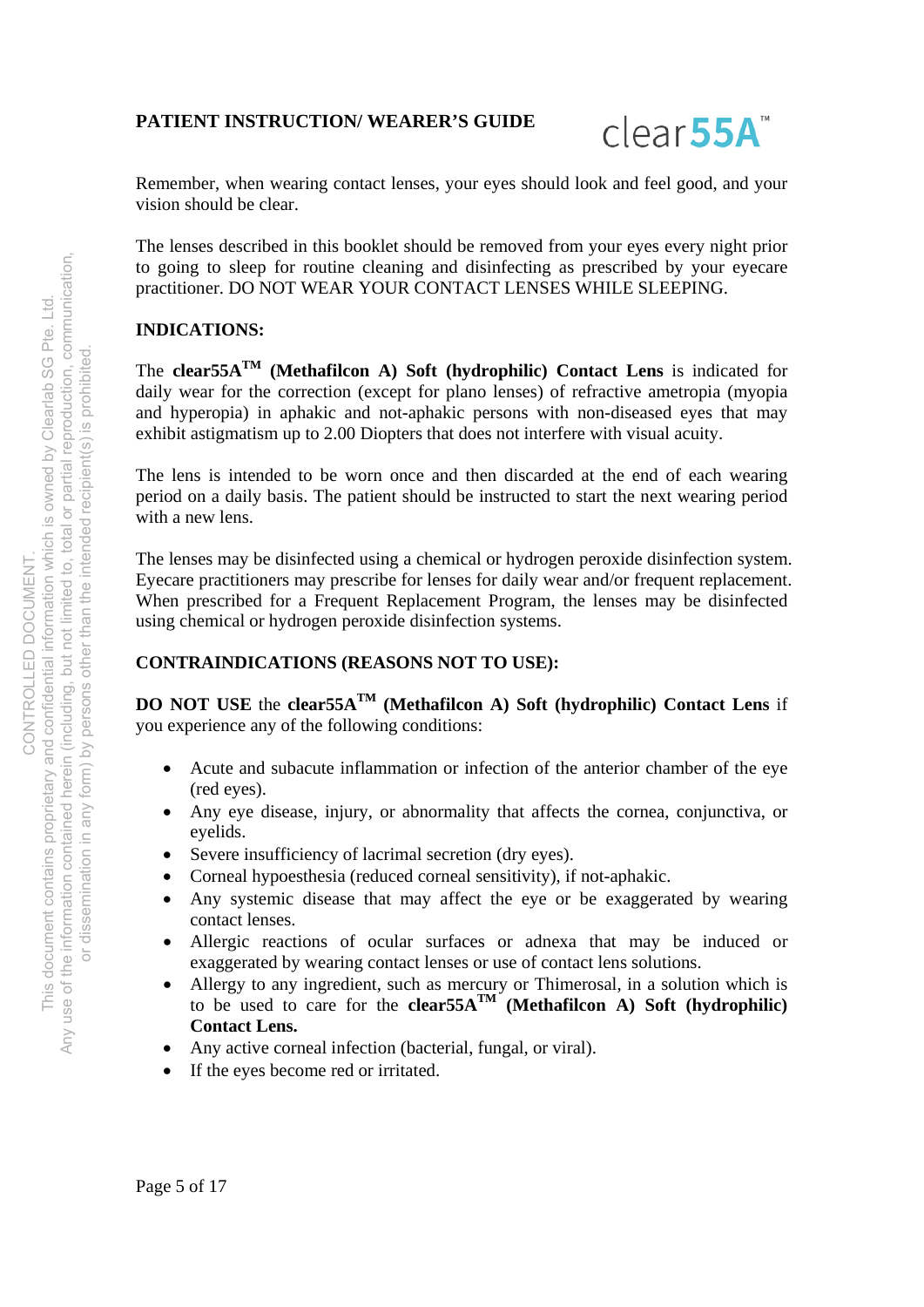**PATIENT INSTRUCTION/ WEARER'S GUIDE**

Remember, when wearing contact lenses, your eyes should look and feel good, and your vision should be clear.

The lenses described in this booklet should be removed from your eyes every night prior to going to sleep for routine cleaning and disinfecting as prescribed by your eyecare practitioner. DO NOT WEAR YOUR CONTACT LENSES WHILE SLEEPING.

**INDICATIONS:**

The **clear55A™ (Methafilcon A) Soft (hydrophilic) Contact Lens** is indicated for daily wear for the correction (except for plano lenses) of refractive ametropia (myopia and hyperopia) in aphakic and not-aphakic persons with non-diseased eyes that may exhibit astigmatism up to 2.00 Diopters that does not interfere with visual acuity.

The lens is intended to be worn once and then discarded at the end of each wearing period on a daily basis. The patient should be instructed to start the next wearing period with a new lens.

The lenses may be disinfected using a chemical or hydrogen peroxide disinfection system. Eyecare practitioners may prescribe for lenses for daily wear and/or frequent replacement. When prescribed for a Frequent Replacement Program, the lenses may be disinfected using chemical or hydrogen peroxide disinfection systems.

**CONTRAINDICATIONS (REASONS NOT TO USE):**

**DO NOT USE** the **clear55A™ (Methafilcon A) Soft (hydrophilic) Contact Lens** if you experience any of the following conditions:

- Acute and subacute inflammation or infection of the anterior chamber of the eye (red eyes).
- Any eye disease, injury, or abnormality that affects the cornea, conjunctiva, or eyelids.
- Severe insufficiency of lacrimal secretion (dry eyes).
- Corneal hypoesthesia (reduced corneal sensitivity), if not-aphakic.
- Any systemic disease that may affect the eye or be exaggerated by wearing contact lenses.
- Allergic reactions of ocular surfaces or adnexa that may be induced or exaggerated by wearing contact lenses or use of contact lens solutions.
- Allergy to any ingredient, such as mercury or Thimerosal, in a solution which is to be used to care for the **clear55A™ (Methafilcon A) Soft (hydrophilic) Contact Lens.**
- Any active corneal infection (bacterial, fungal, or viral).
- If the eyes become red or irritated.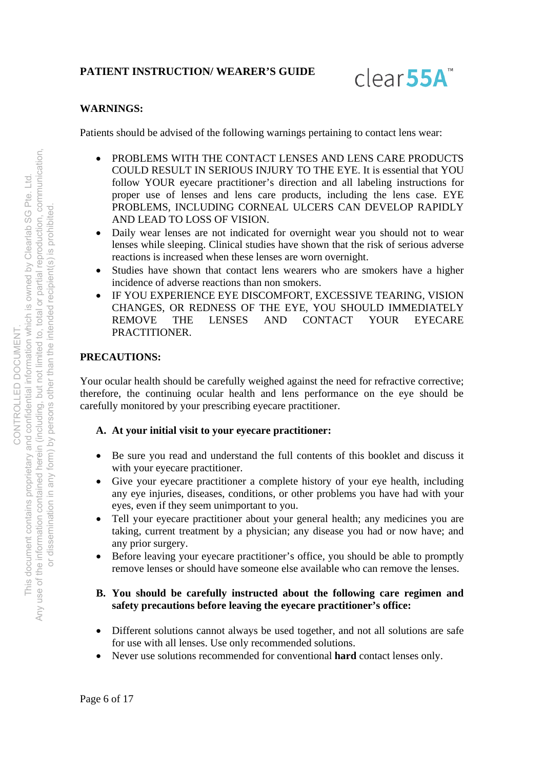**WARNINGS:**

Patients should be advised of the following warnings pertaining to contact lens wear:

- PROBLEMS WITH THE CONTACT LENSES AND LENS CARE PRODUCTS COULD RESULT IN SERIOUS INJURY TO THE EYE. It is essential that YOU follow YOUR eyecare practitioner's direction and all labeling instructions for proper use of lenses and lens care products, including the lens case. EYE PROBLEMS, INCLUDING CORNEAL ULCERS CAN DEVELOP RAPIDLY AND LEAD TO LOSS OF VISION.
- Daily wear lenses are not indicated for overnight wear you should not to wear lenses while sleeping. Clinical studies have shown that the risk of serious adverse reactions is increased when these lenses are worn overnight.
- Studies have shown that contact lens wearers who are smokers have a higher incidence of adverse reactions than non smokers.
- IF YOU EXPERIENCE EYE DISCOMFORT, EXCESSIVE TEARING, VISION CHANGES, OR REDNESS OF THE EYE, YOU SHOULD IMMEDIATELY REMOVE THE LENSES AND CONTACT YOUR EYECARE PRACTITIONER.

**PRECAUTIONS:**

Your ocular health should be carefully weighed against the need for refractive corrective; therefore, the continuing ocular health and lens performance on the eye should be carefully monitored by your prescribing eyecare practitioner.

**A. At your initial visit to your eyecare practitioner:**

- Be sure you read and understand the full contents of this booklet and discuss it with your eyecare practitioner.
- Give your eyecare practitioner a complete history of your eye health, including any eye injuries, diseases, conditions, or other problems you have had with your eyes, even if they seem unimportant to you.
- Tell your eyecare practitioner about your general health; any medicines you are taking, current treatment by a physician; any disease you had or now have; and any prior surgery.
- Before leaving your eyecare practitioner's office, you should be able to promptly remove lenses or should have someone else available who can remove the lenses.

**B. You should be carefully instructed about the following care regimen and safety precautions before leaving the eyecare practitioner's office:**

- Different solutions cannot always be used together, and not all solutions are safe for use with all lenses. Use only recommended solutions.
- Never use solutions recommended for conventional **hard** contact lenses only.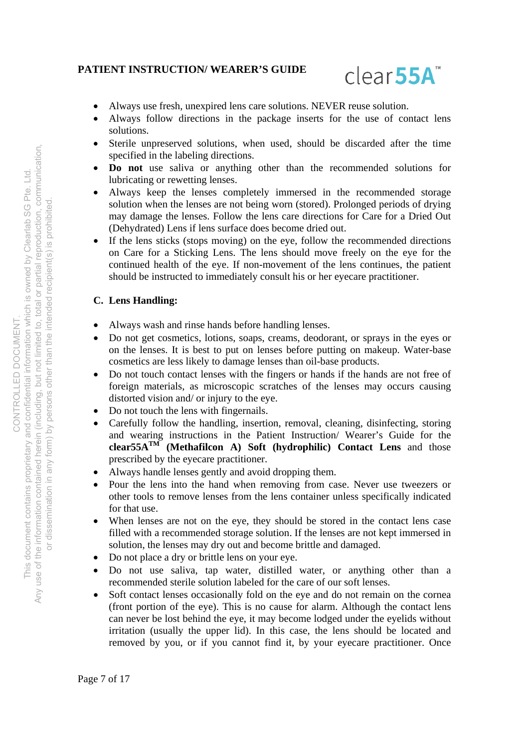- Always use fresh, unexpired lens care solutions. NEVER reuse solution.
- Always follow directions in the package inserts for the use of contact lens solutions.
- Sterile unpreserved solutions, when used, should be discarded after the time specified in the labeling directions.
- **Do not** use saliva or anything other than the recommended solutions for lubricating or rewetting lenses.
- Always keep the lenses completely immersed in the recommended storage solution when the lenses are not being worn (stored). Prolonged periods of drying may damage the lenses. Follow the lens care directions for Care for a Dried Out (Dehydrated) Lens if lens surface does become dried out.
- If the lens sticks (stops moving) on the eye, follow the recommended directions on Care for a Sticking Lens. The lens should move freely on the eye for the continued health of the eye. If non-movement of the lens continues, the patient should be instructed to immediately consult his or her eyecare practitioner.

### C. Lens Handling:

- Always wash and rinse hands before handling lenses.
- Do not get cosmetics, lotions, soaps, creams, deodorant, or sprays in the eyes or on the lenses. It is best to put on lenses before putting on makeup. Water-base cosmetics are less likely to damage lenses than oil-base products.
- Do not touch contact lenses with the fingers or hands if the hands are not free of foreign materials, as microscopic scratches of the lenses may occurs causing distorted vision and/ or injury to the eye.
- Do not touch the lens with fingernails.
- Carefully follow the handling, insertion, removal, cleaning, disinfecting, storing and wearing instructions in the Patient Instruction/ Wearer's Guide for the **clear55A™ (Methafilcon A) Soft (hydrophilic) Contact Lens** and those prescribed by the eyecare practitioner.
- Always handle lenses gently and avoid dropping them.
- Pour the lens into the hand when removing from case. Never use tweezers or other tools to remove lenses from the lens container unless specifically indicated for that use.
- When lenses are not on the eye, they should be stored in the contact lens case filled with a recommended storage solution. If the lenses are not kept immersed in solution, the lenses may dry out and become brittle and damaged.
- Do not place a dry or brittle lens on your eye.
- Do not use saliva, tap water, distilled water, or anything other than a recommended sterile solution labeled for the care of our soft lenses.
- Soft contact lenses occasionally fold on the eye and do not remain on the cornea (front portion of the eye). This is no cause for alarm. Although the contact lens can never be lost behind the eye, it may become lodged under the eyelids without irritation (usually the upper lid). In this case, the lens should be located and removed by you, or if you cannot find it, by your eyecare practitioner. Once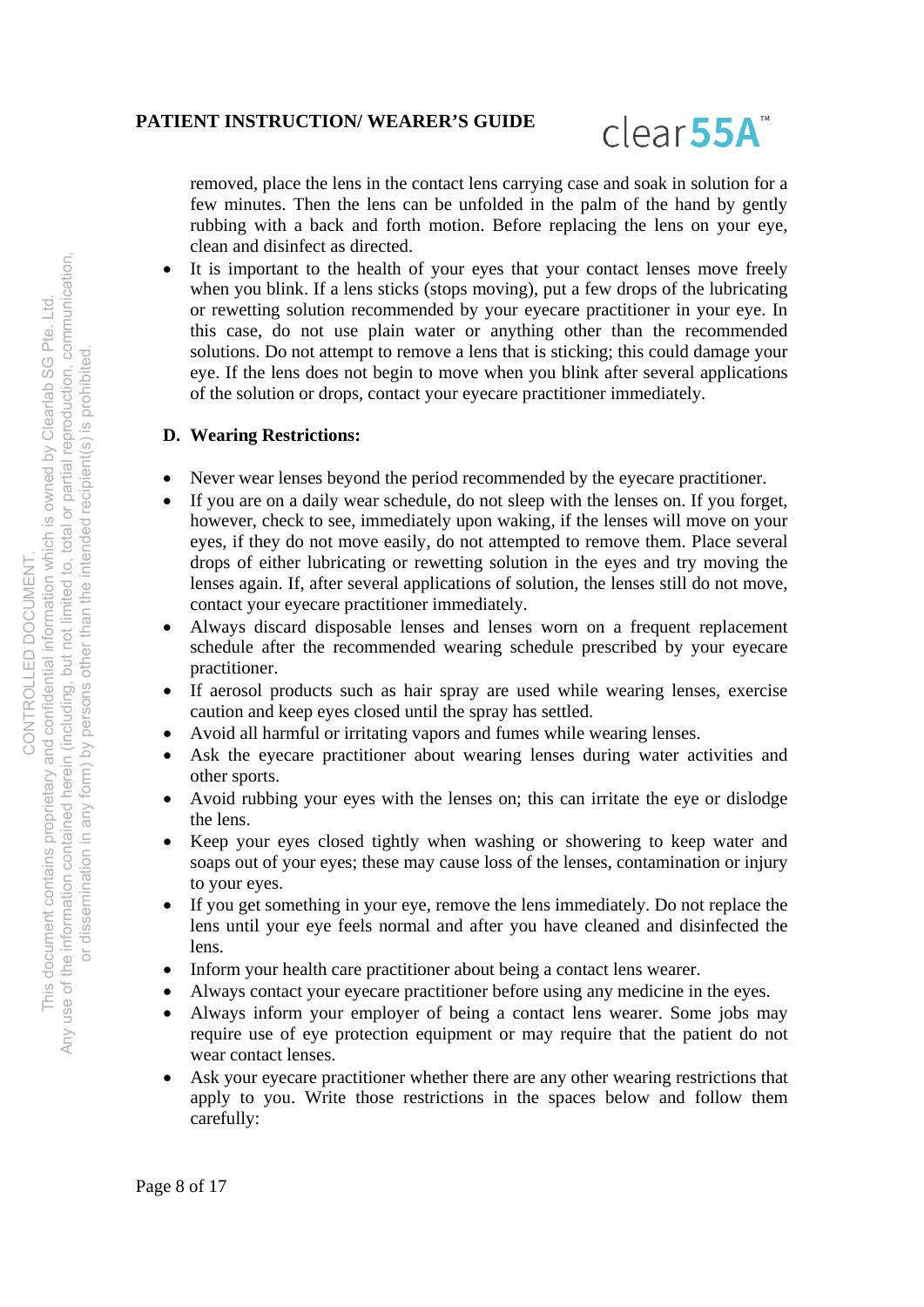removed, place the lens in the contact lens carrying case and soak in solution for a few minutes. Then the lens can be unfolded in the palm of the hand by gently rubbing with a back and forth motion. Before replacing the lens on your eye, clean and disinfect as directed.

- It is important to the health of your eyes that your contact lenses move freely when you blink. If a lens sticks (stops moving), put a few drops of the lubricating or rewetting solution recommended by your eyecare practitioner in your eye. In this case, do not use plain water or anything other than the recommended solutions. Do not attempt to remove a lens that is sticking; this could damage your eye. If the lens does not begin to move when you blink after several applications of the solution or drops, contact your eyecare practitioner immediately.

**D. Wearing Restrictions:**

- Never wear lenses beyond the period recommended by the eyecare practitioner.
- If you are on a daily wear schedule, do not sleep with the lenses on. If you forget, however, check to see, immediately upon waking, if the lenses will move on your eyes, if they do not move easily, do not attempted to remove them. Place several drops of either lubricating or rewetting solution in the eyes and try moving the lenses again. If, after several applications of solution, the lenses still do not move, contact your eyecare practitioner immediately.
- Always discard disposable lenses and lenses worn on a frequent replacement schedule after the recommended wearing schedule prescribed by your eyecare practitioner.
- If aerosol products such as hair spray are used while wearing lenses, exercise caution and keep eyes closed until the spray has settled.
- Avoid all harmful or irritating vapors and fumes while wearing lenses.
- Ask the eyecare practitioner about wearing lenses during water activities and other sports.
- Avoid rubbing your eyes with the lenses on; this can irritate the eye or dislodge the lens.
- Keep your eyes closed tightly when washing or showering to keep water and soaps out of your eyes; these may cause loss of the lenses, contamination or injury to your eyes.
- If you get something in your eye, remove the lens immediately. Do not replace the lens until your eye feels normal and after you have cleaned and disinfected the lens.
- Inform your health care practitioner about being a contact lens wearer.
- Always contact your eyecare practitioner before using any medicine in the eyes.
- Always inform your employer of being a contact lens wearer. Some jobs may require use of eye protection equipment or may require that the patient do not wear contact lenses.
- Ask your eyecare practitioner whether there are any other wearing restrictions that apply to you. Write those restrictions in the spaces below and follow them carefully: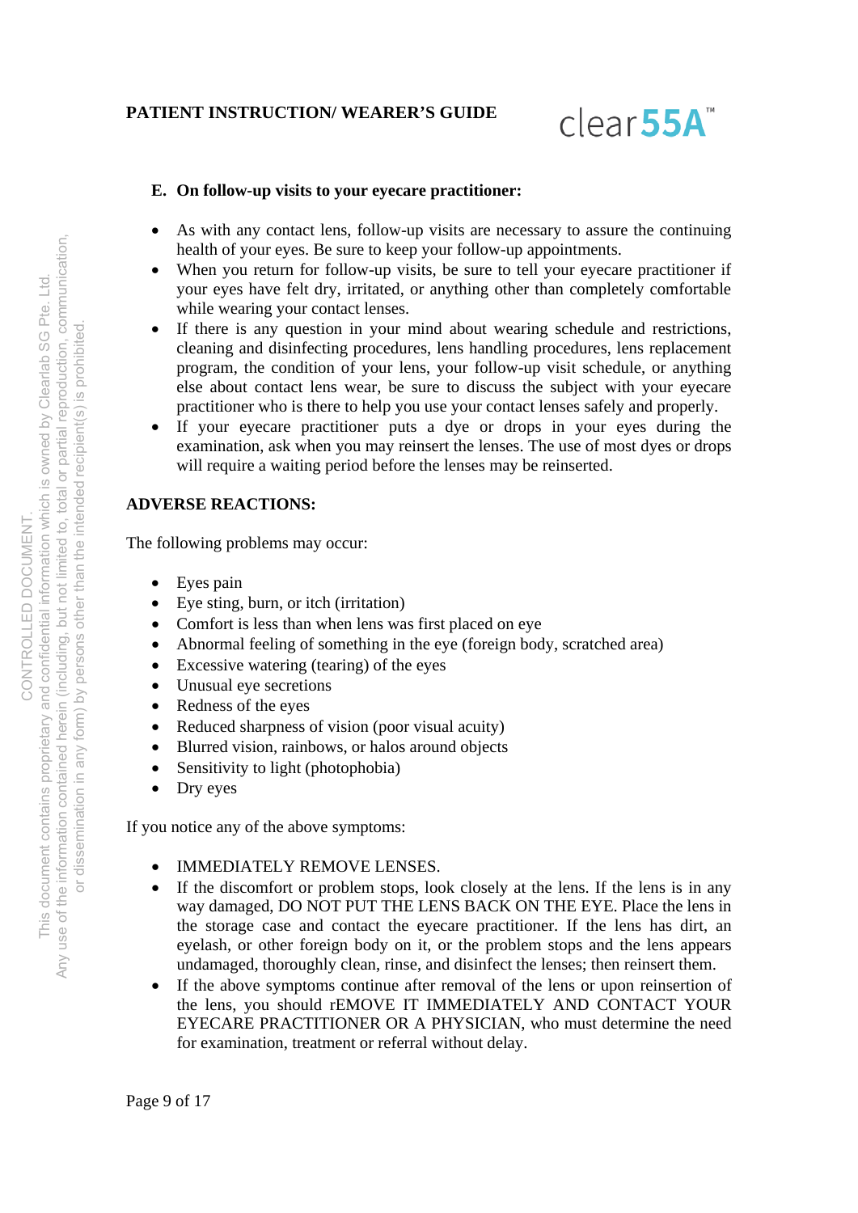**E. On follow-up visits to your eyecare practitioner:**

- As with any contact lens, follow-up visits are necessary to assure the continuing health of your eyes. Be sure to keep your follow-up appointments.
- When you return for follow-up visits, be sure to tell your eyecare practitioner if your eyes have felt dry, irritated, or anything other than completely comfortable while wearing your contact lenses.
- If there is any question in your mind about wearing schedule and restrictions, cleaning and disinfecting procedures, lens handling procedures, lens replacement program, the condition of your lens, your follow-up visit schedule, or anything else about contact lens wear, be sure to discuss the subject with your eyecare practitioner who is there to help you use your contact lenses safely and properly.
- If your eyecare practitioner puts a dye or drops in your eyes during the examination, ask when you may reinsert the lenses. The use of most dyes or drops will require a waiting period before the lenses may be reinserted.

**ADVERSE REACTIONS:**

The following problems may occur:

- Eyes pain
- Eye sting, burn, or itch (irritation)
- Comfort is less than when lens was first placed on eye
- Abnormal feeling of something in the eye (foreign body, scratched area)
- Excessive watering (tearing) of the eyes
- Unusual eye secretions
- Redness of the eyes
- Reduced sharpness of vision (poor visual acuity)
- Blurred vision, rainbows, or halos around objects
- Sensitivity to light (photophobia)
- Dry eyes

If you notice any of the above symptoms:

- IMMEDIATELY REMOVE LENSES.
- If the discomfort or problem stops, look closely at the lens. If the lens is in any way damaged, DO NOT PUT THE LENS BACK ON THE EYE. Place the lens in the storage case and contact the eyecare practitioner. If the lens has dirt, an eyelash, or other foreign body on it, or the problem stops and the lens appears undamaged, thoroughly clean, rinse, and disinfect the lenses; then reinsert them.
- If the above symptoms continue after removal of the lens or upon reinsertion of the lens, you should rEMOVE IT IMMEDIATELY AND CONTACT YOUR EYECARE PRACTITIONER OR A PHYSICIAN, who must determine the need for examination, treatment or referral without delay.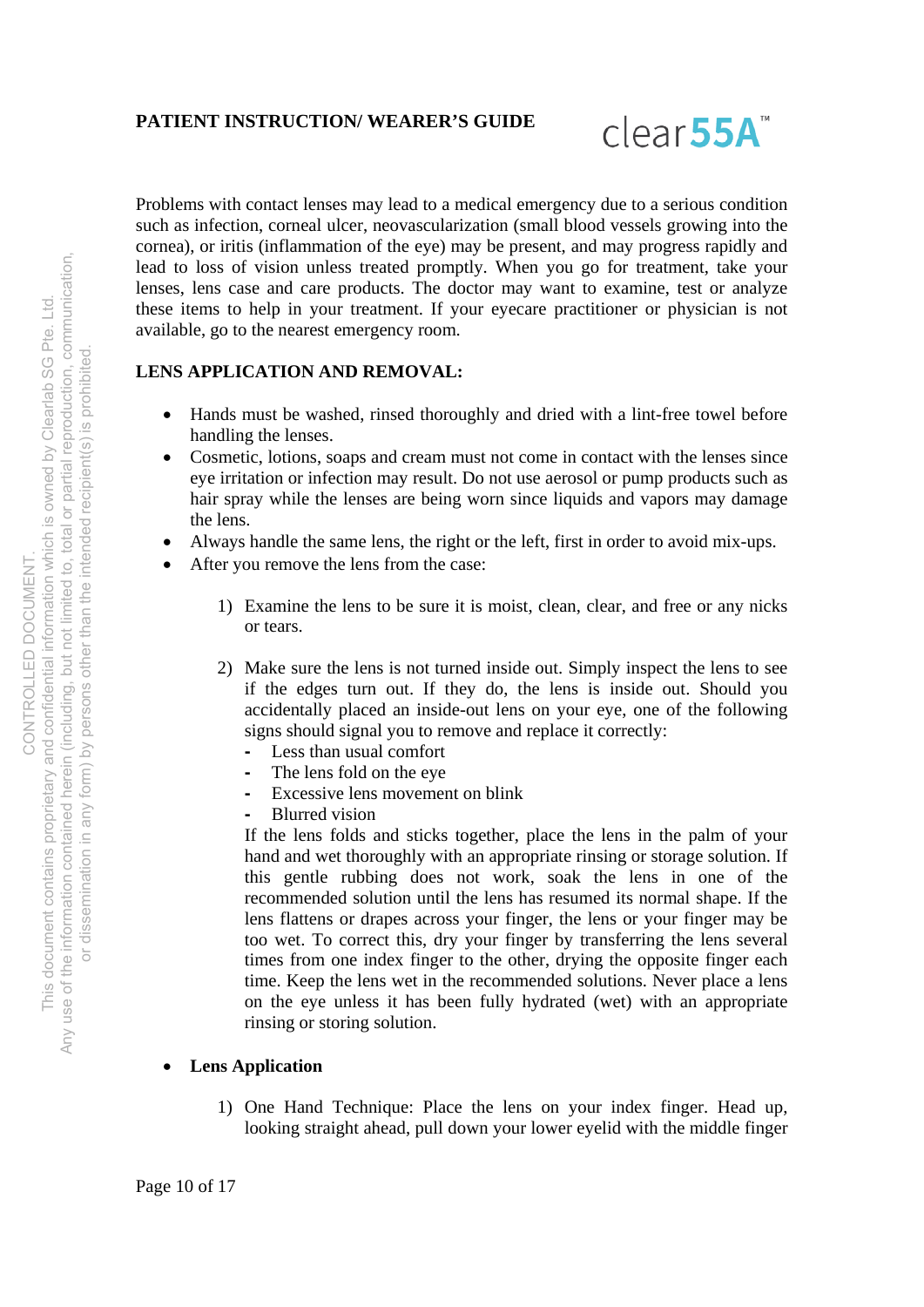Problems with contact lenses may lead to a medical emergency due to a serious condition such as infection, corneal ulcer, neovascularization (small blood vessels growing into the cornea), or iritis (inflammation of the eye) may be present, and may progress rapidly and lead to loss of vision unless treated promptly. When you go for treatment, take your lenses, lens case and care products. The doctor may want to examine, test or analyze these items to help in your treatment. If your eyecare practitioner or physician is not available, go to the nearest emergency room.

## LENS APPLICATION AND REMOVAL:

- Hands must be washed, rinsed thoroughly and dried with a lint-free towel before handling the lenses.
- Cosmetic, lotions, soaps and cream must not come in contact with the lenses since eye irritation or infection may result. Do not use aerosol or pump products such as hair spray while the lenses are being worn since liquids and vapors may damage the lens.
- Always handle the same lens, the right or the left, first in order to avoid mix-ups.
- After you remove the lens from the case:

  1) Examine the lens to be sure it is moist, clean, clear, and free or any nicks or tears.

  2) Make sure the lens is not turned inside out. Simply inspect the lens to see if the edges turn out. If they do, the lens is inside out. Should you accidentally placed an inside-out lens on your eye, one of the following signs should signal you to remove and replace it correctly:
     - Less than usual comfort
     - The lens fold on the eye
     - Excessive lens movement on blink
     - Blurred vision

     If the lens folds and sticks together, place the lens in the palm of your hand and wet thoroughly with an appropriate rinsing or storage solution. If this gentle rubbing does not work, soak the lens in one of the recommended solution until the lens has resumed its normal shape. If the lens flattens or drapes across your finger, the lens or your finger may be too wet. To correct this, dry your finger by transferring the lens several times from one index finger to the other, drying the opposite finger each time. Keep the lens wet in the recommended solutions. Never place a lens on the eye unless it has been fully hydrated (wet) with an appropriate rinsing or storing solution.

- **Lens Application**

  1) One Hand Technique: Place the lens on your index finger. Head up, looking straight ahead, pull down your lower eyelid with the middle finger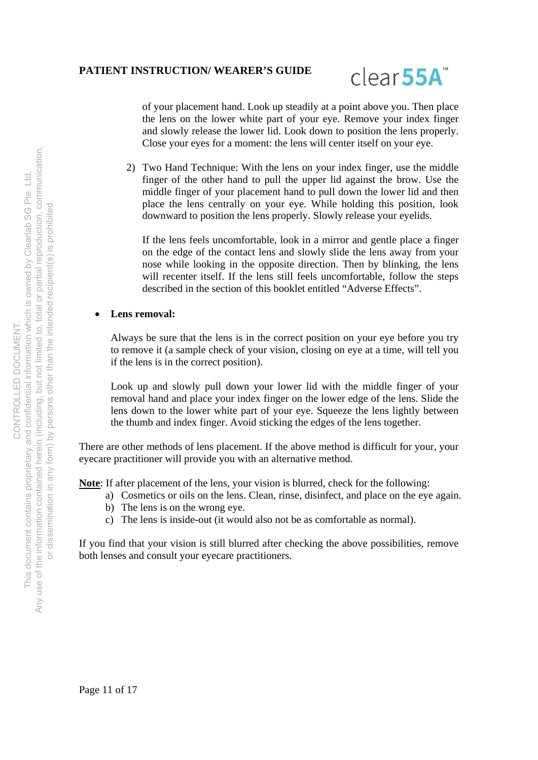of your placement hand. Look up steadily at a point above you. Then place the lens on the lower white part of your eye. Remove your index finger and slowly release the lower lid. Look down to position the lens properly. Close your eyes for a moment: the lens will center itself on your eye.

2) Two Hand Technique: With the lens on your index finger, use the middle finger of the other hand to pull the upper lid against the brow. Use the middle finger of your placement hand to pull down the lower lid and then place the lens centrally on your eye. While holding this position, look downward to position the lens properly. Slowly release your eyelids.

   If the lens feels uncomfortable, look in a mirror and gentle place a finger on the edge of the contact lens and slowly slide the lens away from your nose while looking in the opposite direction. Then by blinking, the lens will recenter itself. If the lens still feels uncomfortable, follow the steps described in the section of this booklet entitled "Adverse Effects".

- **Lens removal:**

  Always be sure that the lens is in the correct position on your eye before you try to remove it (a sample check of your vision, closing on eye at a time, will tell you if the lens is in the correct position).

  Look up and slowly pull down your lower lid with the middle finger of your removal hand and place your index finger on the lower edge of the lens. Slide the lens down to the lower white part of your eye. Squeeze the lens lightly between the thumb and index finger. Avoid sticking the edges of the lens together.

There are other methods of lens placement. If the above method is difficult for your, your eyecare practitioner will provide you with an alternative method.

**Note**: If after placement of the lens, your vision is blurred, check for the following:

a) Cosmetics or oils on the lens. Clean, rinse, disinfect, and place on the eye again.
b) The lens is on the wrong eye.
c) The lens is inside-out (it would also not be as comfortable as normal).

If you find that your vision is still blurred after checking the above possibilities, remove both lenses and consult your eyecare practitioners.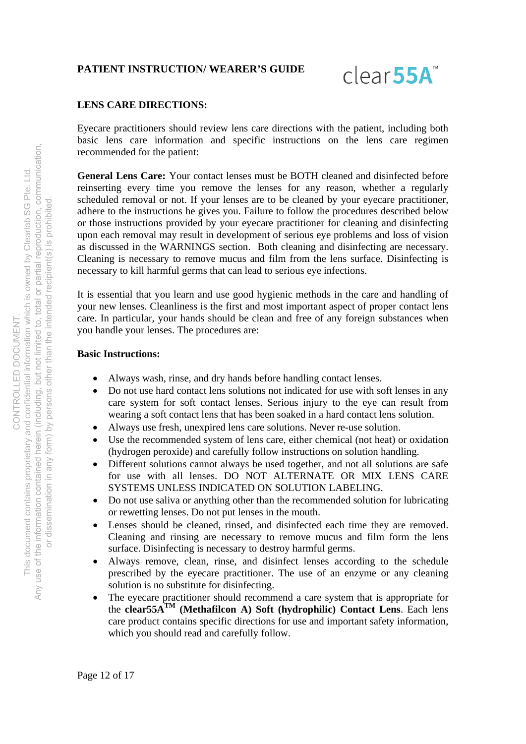**PATIENT INSTRUCTION/ WEARER'S GUIDE**

**LENS CARE DIRECTIONS:**

Eyecare practitioners should review lens care directions with the patient, including both basic lens care information and specific instructions on the lens care regimen recommended for the patient:

**General Lens Care:** Your contact lenses must be BOTH cleaned and disinfected before reinserting every time you remove the lenses for any reason, whether a regularly scheduled removal or not. If your lenses are to be cleaned by your eyecare practitioner, adhere to the instructions he gives you. Failure to follow the procedures described below or those instructions provided by your eyecare practitioner for cleaning and disinfecting upon each removal may result in development of serious eye problems and loss of vision as discussed in the WARNINGS section. Both cleaning and disinfecting are necessary. Cleaning is necessary to remove mucus and film from the lens surface. Disinfecting is necessary to kill harmful germs that can lead to serious eye infections.

It is essential that you learn and use good hygienic methods in the care and handling of your new lenses. Cleanliness is the first and most important aspect of proper contact lens care. In particular, your hands should be clean and free of any foreign substances when you handle your lenses. The procedures are:

**Basic Instructions:**

- Always wash, rinse, and dry hands before handling contact lenses.
- Do not use hard contact lens solutions not indicated for use with soft lenses in any care system for soft contact lenses. Serious injury to the eye can result from wearing a soft contact lens that has been soaked in a hard contact lens solution.
- Always use fresh, unexpired lens care solutions. Never re-use solution.
- Use the recommended system of lens care, either chemical (not heat) or oxidation (hydrogen peroxide) and carefully follow instructions on solution handling.
- Different solutions cannot always be used together, and not all solutions are safe for use with all lenses. DO NOT ALTERNATE OR MIX LENS CARE SYSTEMS UNLESS INDICATED ON SOLUTION LABELING.
- Do not use saliva or anything other than the recommended solution for lubricating or rewetting lenses. Do not put lenses in the mouth.
- Lenses should be cleaned, rinsed, and disinfected each time they are removed. Cleaning and rinsing are necessary to remove mucus and film form the lens surface. Disinfecting is necessary to destroy harmful germs.
- Always remove, clean, rinse, and disinfect lenses according to the schedule prescribed by the eyecare practitioner. The use of an enzyme or any cleaning solution is no substitute for disinfecting.
- The eyecare practitioner should recommend a care system that is appropriate for the **clear55A™ (Methafilcon A) Soft (hydrophilic) Contact Lens**. Each lens care product contains specific directions for use and important safety information, which you should read and carefully follow.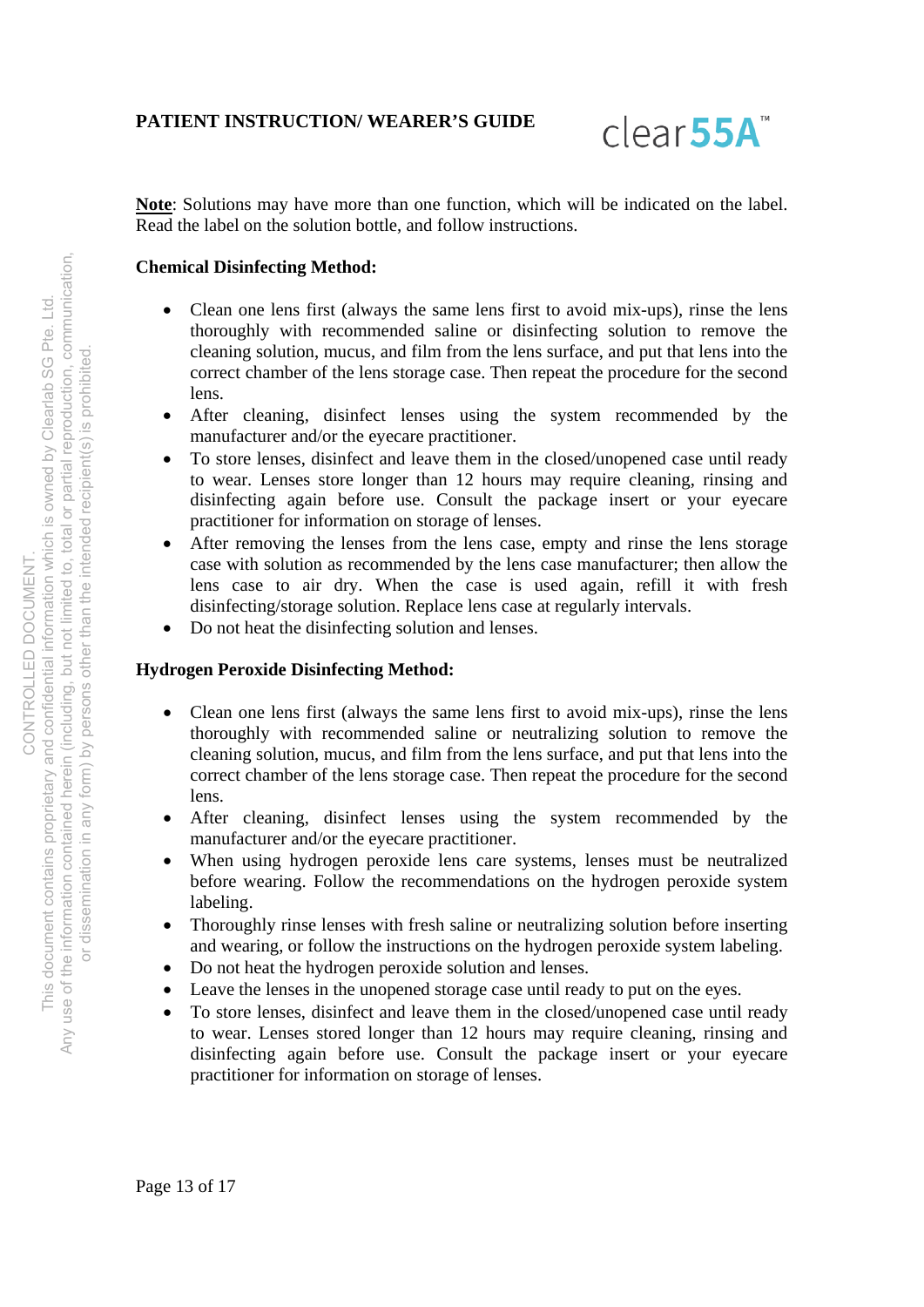**Note**: Solutions may have more than one function, which will be indicated on the label. Read the label on the solution bottle, and follow instructions.

**Chemical Disinfecting Method:**

- Clean one lens first (always the same lens first to avoid mix-ups), rinse the lens thoroughly with recommended saline or disinfecting solution to remove the cleaning solution, mucus, and film from the lens surface, and put that lens into the correct chamber of the lens storage case. Then repeat the procedure for the second lens.
- After cleaning, disinfect lenses using the system recommended by the manufacturer and/or the eyecare practitioner.
- To store lenses, disinfect and leave them in the closed/unopened case until ready to wear. Lenses store longer than 12 hours may require cleaning, rinsing and disinfecting again before use. Consult the package insert or your eyecare practitioner for information on storage of lenses.
- After removing the lenses from the lens case, empty and rinse the lens storage case with solution as recommended by the lens case manufacturer; then allow the lens case to air dry. When the case is used again, refill it with fresh disinfecting/storage solution. Replace lens case at regularly intervals.
- Do not heat the disinfecting solution and lenses.

**Hydrogen Peroxide Disinfecting Method:**

- Clean one lens first (always the same lens first to avoid mix-ups), rinse the lens thoroughly with recommended saline or neutralizing solution to remove the cleaning solution, mucus, and film from the lens surface, and put that lens into the correct chamber of the lens storage case. Then repeat the procedure for the second lens.
- After cleaning, disinfect lenses using the system recommended by the manufacturer and/or the eyecare practitioner.
- When using hydrogen peroxide lens care systems, lenses must be neutralized before wearing. Follow the recommendations on the hydrogen peroxide system labeling.
- Thoroughly rinse lenses with fresh saline or neutralizing solution before inserting and wearing, or follow the instructions on the hydrogen peroxide system labeling.
- Do not heat the hydrogen peroxide solution and lenses.
- Leave the lenses in the unopened storage case until ready to put on the eyes.
- To store lenses, disinfect and leave them in the closed/unopened case until ready to wear. Lenses stored longer than 12 hours may require cleaning, rinsing and disinfecting again before use. Consult the package insert or your eyecare practitioner for information on storage of lenses.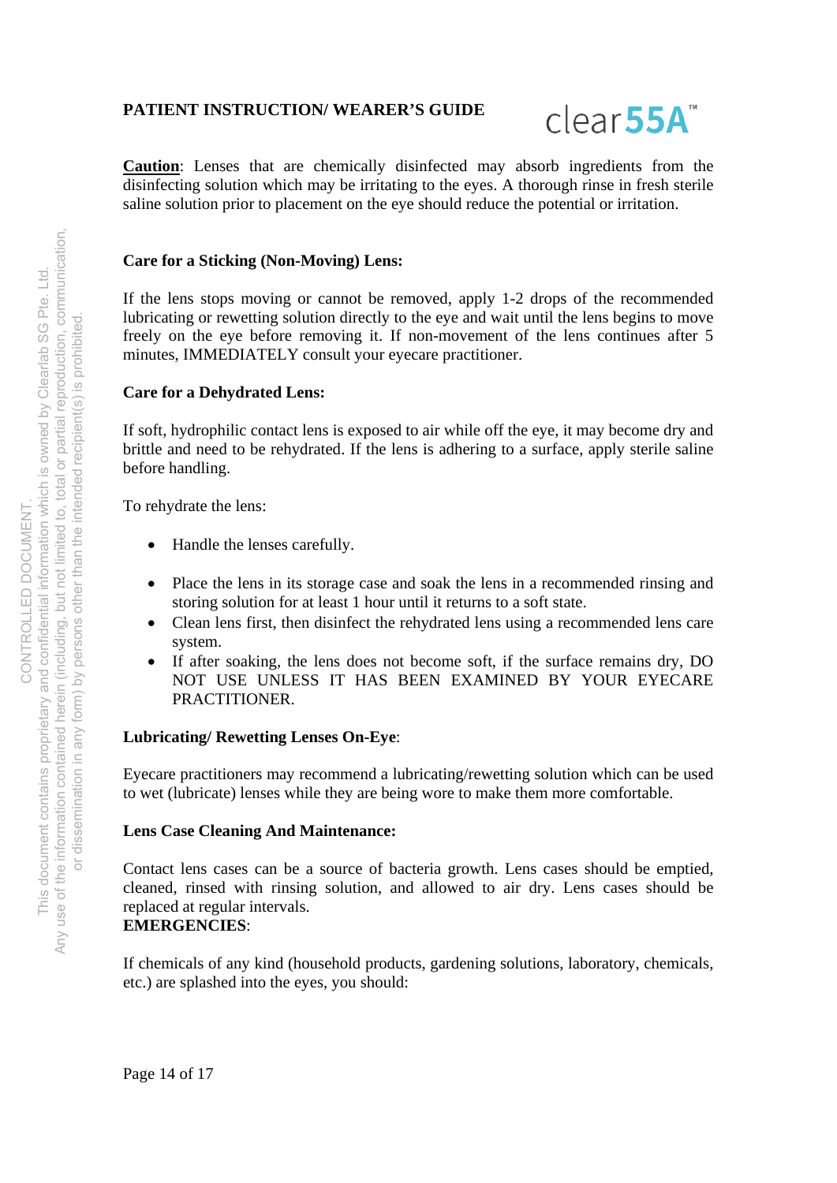**Caution**: Lenses that are chemically disinfected may absorb ingredients from the disinfecting solution which may be irritating to the eyes. A thorough rinse in fresh sterile saline solution prior to placement on the eye should reduce the potential or irritation.

**Care for a Sticking (Non-Moving) Lens:**

If the lens stops moving or cannot be removed, apply 1-2 drops of the recommended lubricating or rewetting solution directly to the eye and wait until the lens begins to move freely on the eye before removing it. If non-movement of the lens continues after 5 minutes, IMMEDIATELY consult your eyecare practitioner.

**Care for a Dehydrated Lens:**

If soft, hydrophilic contact lens is exposed to air while off the eye, it may become dry and brittle and need to be rehydrated. If the lens is adhering to a surface, apply sterile saline before handling.

To rehydrate the lens:

- Handle the lenses carefully.
- Place the lens in its storage case and soak the lens in a recommended rinsing and storing solution for at least 1 hour until it returns to a soft state.
- Clean lens first, then disinfect the rehydrated lens using a recommended lens care system.
- If after soaking, the lens does not become soft, if the surface remains dry, DO NOT USE UNLESS IT HAS BEEN EXAMINED BY YOUR EYECARE PRACTITIONER.

**Lubricating/ Rewetting Lenses On-Eye**:

Eyecare practitioners may recommend a lubricating/rewetting solution which can be used to wet (lubricate) lenses while they are being wore to make them more comfortable.

**Lens Case Cleaning And Maintenance:**

Contact lens cases can be a source of bacteria growth. Lens cases should be emptied, cleaned, rinsed with rinsing solution, and allowed to air dry. Lens cases should be replaced at regular intervals.

**EMERGENCIES**:

If chemicals of any kind (household products, gardening solutions, laboratory, chemicals, etc.) are splashed into the eyes, you should: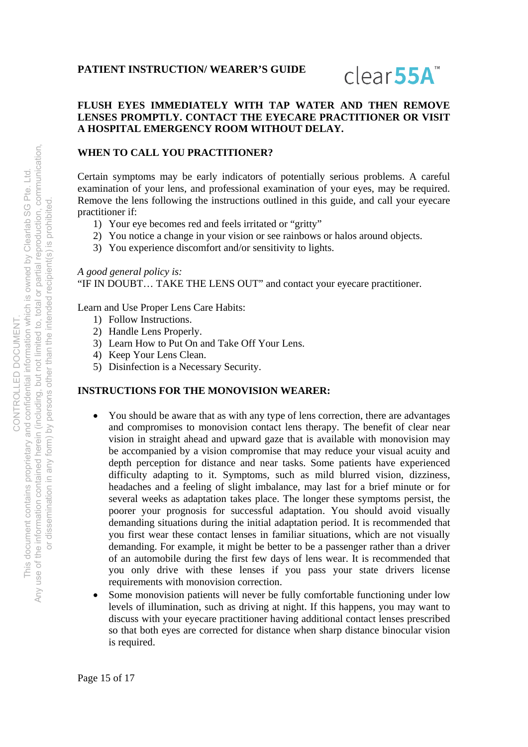**PATIENT INSTRUCTION/ WEARER'S GUIDE**

clear55A™

**FLUSH EYES IMMEDIATELY WITH TAP WATER AND THEN REMOVE LENSES PROMPTLY. CONTACT THE EYECARE PRACTITIONER OR VISIT A HOSPITAL EMERGENCY ROOM WITHOUT DELAY.**

## WHEN TO CALL YOU PRACTITIONER?

Certain symptoms may be early indicators of potentially serious problems. A careful examination of your lens, and professional examination of your eyes, may be required. Remove the lens following the instructions outlined in this guide, and call your eyecare practitioner if:

1) Your eye becomes red and feels irritated or "gritty"
2) You notice a change in your vision or see rainbows or halos around objects.
3) You experience discomfort and/or sensitivity to lights.

*A good general policy is:*
"IF IN DOUBT… TAKE THE LENS OUT" and contact your eyecare practitioner.

Learn and Use Proper Lens Care Habits:

1) Follow Instructions.
2) Handle Lens Properly.
3) Learn How to Put On and Take Off Your Lens.
4) Keep Your Lens Clean.
5) Disinfection is a Necessary Security.

## INSTRUCTIONS FOR THE MONOVISION WEARER:

- You should be aware that as with any type of lens correction, there are advantages and compromises to monovision contact lens therapy. The benefit of clear near vision in straight ahead and upward gaze that is available with monovision may be accompanied by a vision compromise that may reduce your visual acuity and depth perception for distance and near tasks. Some patients have experienced difficulty adapting to it. Symptoms, such as mild blurred vision, dizziness, headaches and a feeling of slight imbalance, may last for a brief minute or for several weeks as adaptation takes place. The longer these symptoms persist, the poorer your prognosis for successful adaptation. You should avoid visually demanding situations during the initial adaptation period. It is recommended that you first wear these contact lenses in familiar situations, which are not visually demanding. For example, it might be better to be a passenger rather than a driver of an automobile during the first few days of lens wear. It is recommended that you only drive with these lenses if you pass your state drivers license requirements with monovision correction.
- Some monovision patients will never be fully comfortable functioning under low levels of illumination, such as driving at night. If this happens, you may want to discuss with your eyecare practitioner having additional contact lenses prescribed so that both eyes are corrected for distance when sharp distance binocular vision is required.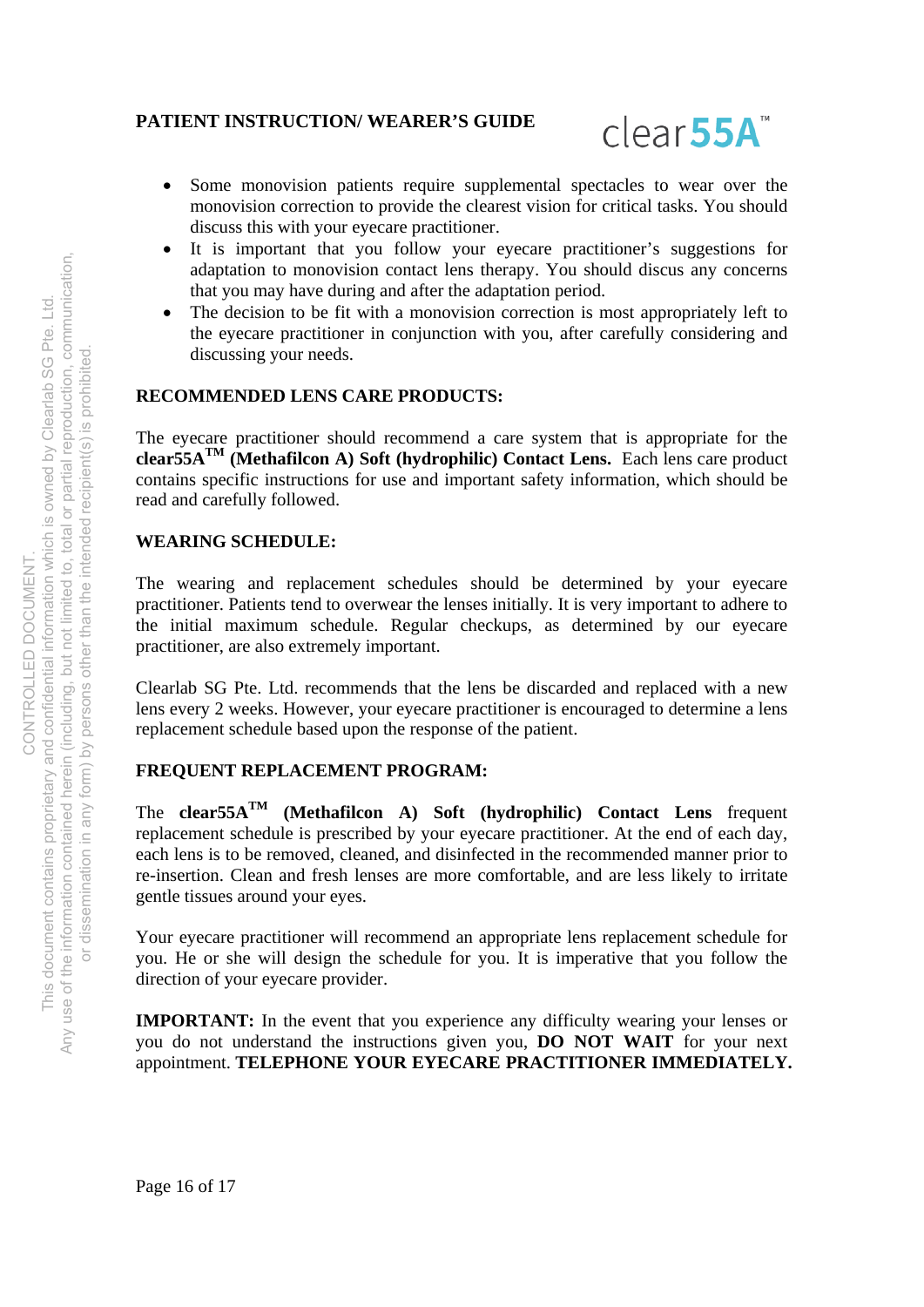- Some monovision patients require supplemental spectacles to wear over the monovision correction to provide the clearest vision for critical tasks. You should discuss this with your eyecare practitioner.
- It is important that you follow your eyecare practitioner's suggestions for adaptation to monovision contact lens therapy. You should discus any concerns that you may have during and after the adaptation period.
- The decision to be fit with a monovision correction is most appropriately left to the eyecare practitioner in conjunction with you, after carefully considering and discussing your needs.

**RECOMMENDED LENS CARE PRODUCTS:**

The eyecare practitioner should recommend a care system that is appropriate for the **clear55A™ (Methafilcon A) Soft (hydrophilic) Contact Lens.** Each lens care product contains specific instructions for use and important safety information, which should be read and carefully followed.

**WEARING SCHEDULE:**

The wearing and replacement schedules should be determined by your eyecare practitioner. Patients tend to overwear the lenses initially. It is very important to adhere to the initial maximum schedule. Regular checkups, as determined by our eyecare practitioner, are also extremely important.

Clearlab SG Pte. Ltd. recommends that the lens be discarded and replaced with a new lens every 2 weeks. However, your eyecare practitioner is encouraged to determine a lens replacement schedule based upon the response of the patient.

**FREQUENT REPLACEMENT PROGRAM:**

The **clear55A™ (Methafilcon A) Soft (hydrophilic) Contact Lens** frequent replacement schedule is prescribed by your eyecare practitioner. At the end of each day, each lens is to be removed, cleaned, and disinfected in the recommended manner prior to re-insertion. Clean and fresh lenses are more comfortable, and are less likely to irritate gentle tissues around your eyes.

Your eyecare practitioner will recommend an appropriate lens replacement schedule for you. He or she will design the schedule for you. It is imperative that you follow the direction of your eyecare provider.

**IMPORTANT:** In the event that you experience any difficulty wearing your lenses or you do not understand the instructions given you, **DO NOT WAIT** for your next appointment. **TELEPHONE YOUR EYECARE PRACTITIONER IMMEDIATELY.**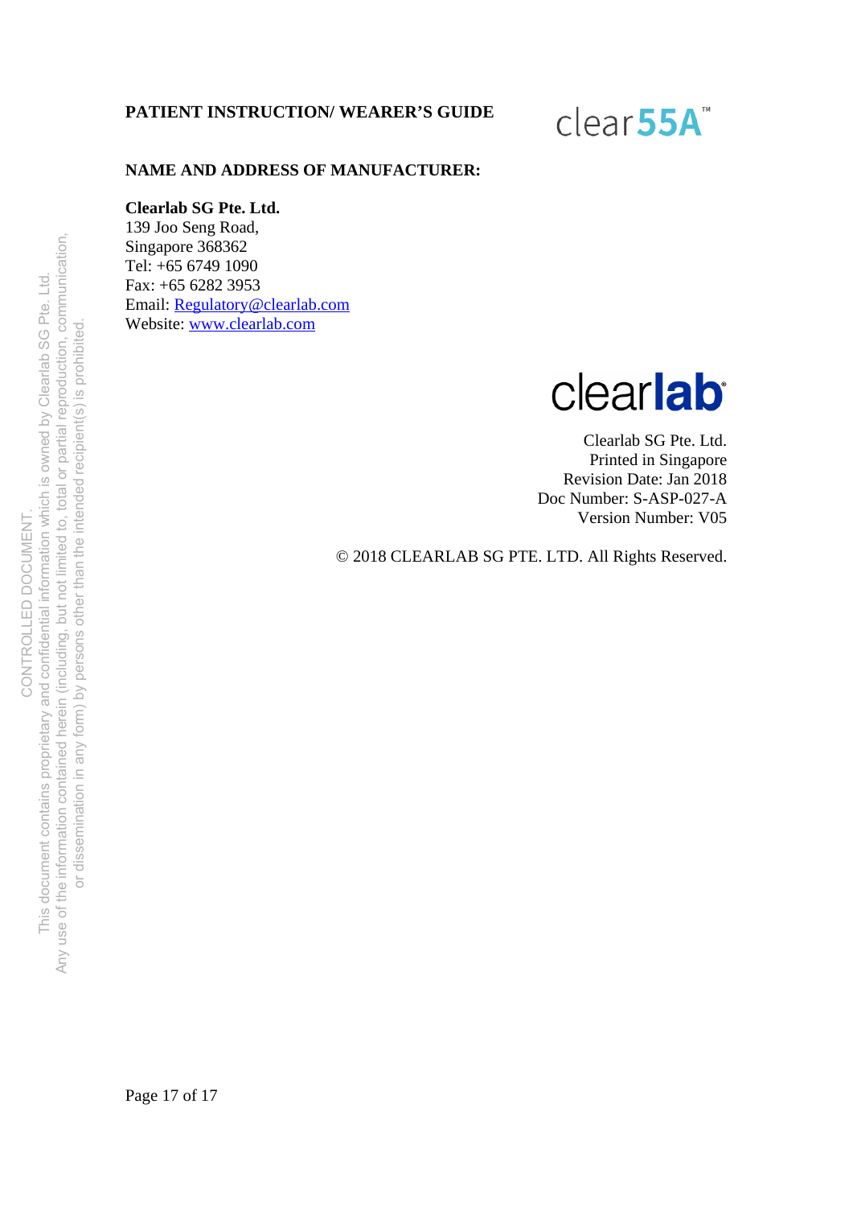**PATIENT INSTRUCTION/ WEARER'S GUIDE**

clear55A™

**NAME AND ADDRESS OF MANUFACTURER:**

**Clearlab SG Pte. Ltd.**
139 Joo Seng Road,
Singapore 368362
Tel: +65 6749 1090
Fax: +65 6282 3953
Email: Regulatory@clearlab.com
Website: www.clearlab.com

clearlab®

Clearlab SG Pte. Ltd.
Printed in Singapore
Revision Date: Jan 2018
Doc Number: S-ASP-027-A
Version Number: V05

© 2018 CLEARLAB SG PTE. LTD. All Rights Reserved.

CONTROLLED DOCUMENT.
This document contains proprietary and confidential information which is owned by Clearlab SG Pte. Ltd.
Any use of the information contained herein (including, but not limited to, total or partial reproduction, communication, or dissemination in any form) by persons other than the intended recipient(s) is prohibited.